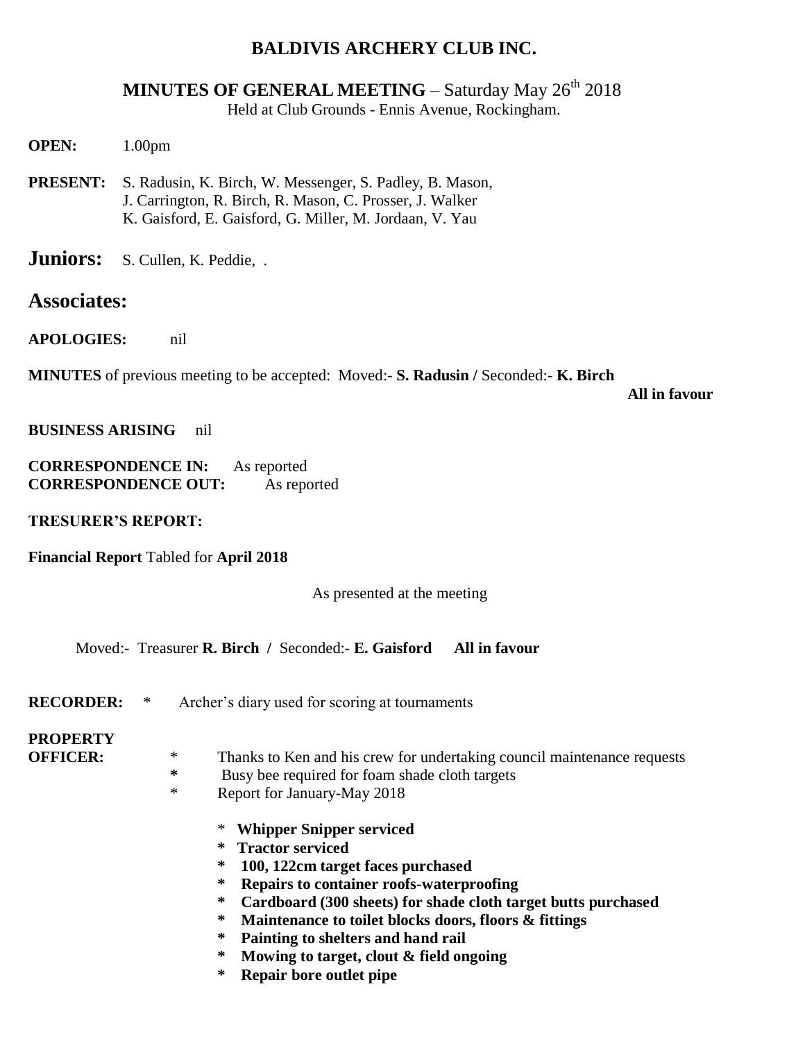# BALDIVIS ARCHERY CLUB INC.

## MINUTES OF GENERAL MEETING – Saturday May 26th 2018

Held at Club Grounds - Ennis Avenue, Rockingham.

**OPEN:** 1.00pm

**PRESENT:** S. Radusin, K. Birch, W. Messenger, S. Padley, B. Mason, J. Carrington, R. Birch, R. Mason, C. Prosser, J. Walker K. Gaisford, E. Gaisford, G. Miller, M. Jordaan, V. Yau

**Juniors:** S. Cullen, K. Peddie, .

**Associates:**

**APOLOGIES:** nil

**MINUTES** of previous meeting to be accepted: Moved:- **S. Radusin /** Seconded:- **K. Birch**

**All in favour**

**BUSINESS ARISING** nil

**CORRESPONDENCE IN:** As reported
**CORRESPONDENCE OUT:** As reported

**TRESURER'S REPORT:**

**Financial Report** Tabled for **April 2018**

As presented at the meeting

Moved:- Treasurer **R. Birch /** Seconded:- **E. Gaisford** **All in favour**

**RECORDER:** * Archer's diary used for scoring at tournaments

**PROPERTY OFFICER:**

* Thanks to Ken and his crew for undertaking council maintenance requests
* Busy bee required for foam shade cloth targets
* Report for January-May 2018

  * **Whipper Snipper serviced**
  * **Tractor serviced**
  * **100, 122cm target faces purchased**
  * **Repairs to container roofs-waterproofing**
  * **Cardboard (300 sheets) for shade cloth target butts purchased**
  * **Maintenance to toilet blocks doors, floors & fittings**
  * **Painting to shelters and hand rail**
  * **Mowing to target, clout & field ongoing**
  * **Repair bore outlet pipe**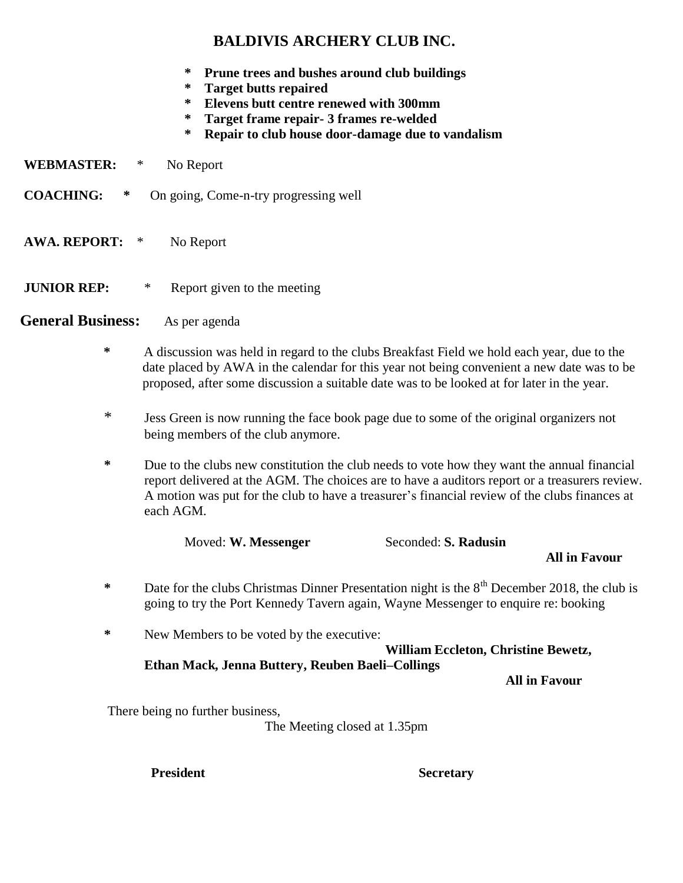# BALDIVIS ARCHERY CLUB INC.

- **Prune trees and bushes around club buildings**
- **Target butts repaired**
- **Elevens butt centre renewed with 300mm**
- **Target frame repair- 3 frames re-welded**
- **Repair to club house door-damage due to vandalism**

**WEBMASTER:** * No Report

**COACHING:** * On going, Come-n-try progressing well

**AWA. REPORT:** * No Report

**JUNIOR REP:** * Report given to the meeting

**General Business:** As per agenda

- A discussion was held in regard to the clubs Breakfast Field we hold each year, due to the date placed by AWA in the calendar for this year not being convenient a new date was to be proposed, after some discussion a suitable date was to be looked at for later in the year.

- Jess Green is now running the face book page due to some of the original organizers not being members of the club anymore.

- Due to the clubs new constitution the club needs to vote how they want the annual financial report delivered at the AGM. The choices are to have a auditors report or a treasurers review. A motion was put for the club to have a treasurer's financial review of the clubs finances at each AGM.

  Moved: **W. Messenger** Seconded: **S. Radusin**

  **All in Favour**

- Date for the clubs Christmas Dinner Presentation night is the 8th December 2018, the club is going to try the Port Kennedy Tavern again, Wayne Messenger to enquire re: booking

- New Members to be voted by the executive:
  **William Eccleton, Christine Bewetz, Ethan Mack, Jenna Buttery, Reuben Baeli–Collings**

  **All in Favour**

There being no further business,
The Meeting closed at 1.35pm

**President** **Secretary**